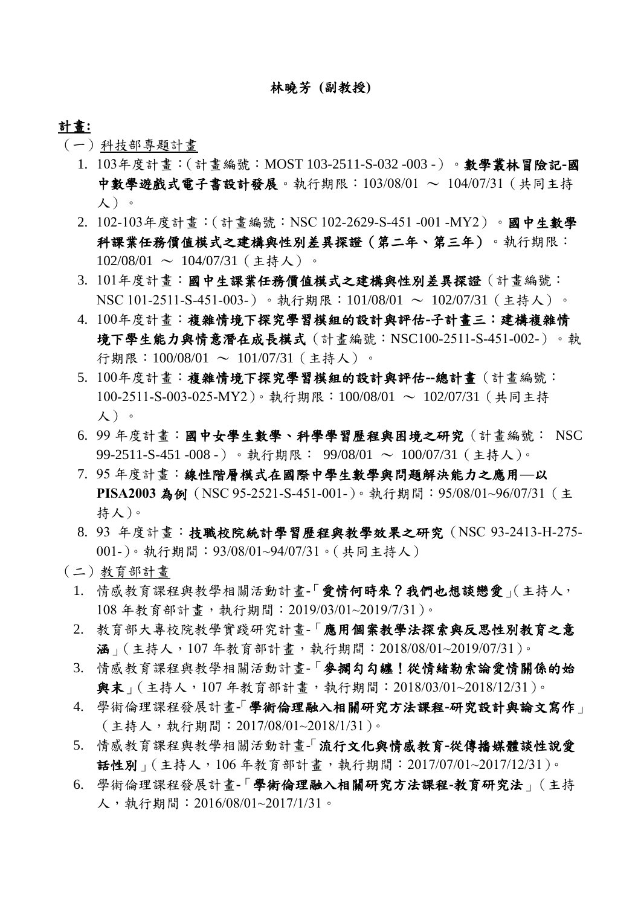**林曉芳 (副教授)**

**計畫:**

（一）科技部專題計畫

1. 103年度計畫：(計畫編號：MOST 103-2511-S-032 -003 -)。**數學叢林冒險記-國中數學遊戲式電子書設計發展**。執行期限：103/08/01 ～ 104/07/31（共同主持人）。
2. 102-103年度計畫：(計畫編號：NSC 102-2629-S-451 -001 -MY2)。**國中生數學科課業任務價值模式之建構與性別差異探證（第二年、第三年）**。執行期限：102/08/01 ～ 104/07/31（主持人）。
3. 101年度計畫：**國中生課業任務價值模式之建構與性別差異探證**（計畫編號：NSC 101-2511-S-451-003-）。執行期限：101/08/01 ～ 102/07/31（主持人）。
4. 100年度計畫：**複雜情境下探究學習模組的設計與評估-子計畫三：建構複雜情境下學生能力與情意潛在成長模式**（計畫編號：NSC100-2511-S-451-002-）。執行期限：100/08/01 ～ 101/07/31（主持人）。
5. 100年度計畫：**複雜情境下探究學習模組的設計與評估--總計畫**（計畫編號：100-2511-S-003-025-MY2）。執行期限：100/08/01 ～ 102/07/31（共同主持人）。
6. 99 年度計畫：**國中女學生數學、科學學習歷程與困境之研究**（計畫編號： NSC 99-2511-S-451 -008 -）。執行期限： 99/08/01 ～ 100/07/31（主持人)。
7. 95 年度計畫：**線性階層模式在國際中學生數學與問題解決能力之應用—以 PISA2003 為例**（NSC 95-2521-S-451-001-)。執行期間：95/08/01~96/07/31（主持人)。
8. 93 年度計畫：**技職校院統計學習歷程與教學效果之研究**（NSC 93-2413-H-275-001-)。執行期間：93/08/01~94/07/31。(共同主持人)

（二）教育部計畫

1. 情感教育課程與教學相關活動計畫-「**愛情何時來？我們也想談戀愛**」(主持人，108 年教育部計畫，執行期間：2019/03/01~2019/7/31)。
2. 教育部大專校院教學實踐研究計畫-「**應用個案教學法探索與反思性別教育之意涵**」(主持人，107 年教育部計畫，執行期間：2018/08/01~2019/07/31)。
3. 情感教育課程與教學相關活動計畫-「**麥擱勾勾纏！從情緒勒索論愛情關係的始與末**」(主持人，107 年教育部計畫，執行期間：2018/03/01~2018/12/31)。
4. 學術倫理課程發展計畫-「**學術倫理融入相關研究方法課程-研究設計與論文寫作**」（主持人，執行期間：2017/08/01~2018/1/31)。
5. 情感教育課程與教學相關活動計畫-「**流行文化與情感教育-從傳播媒體談性說愛話性別**」(主持人，106 年教育部計畫，執行期間：2017/07/01~2017/12/31)。
6. 學術倫理課程發展計畫-「**學術倫理融入相關研究方法課程-教育研究法**」（主持人，執行期間：2016/08/01~2017/1/31。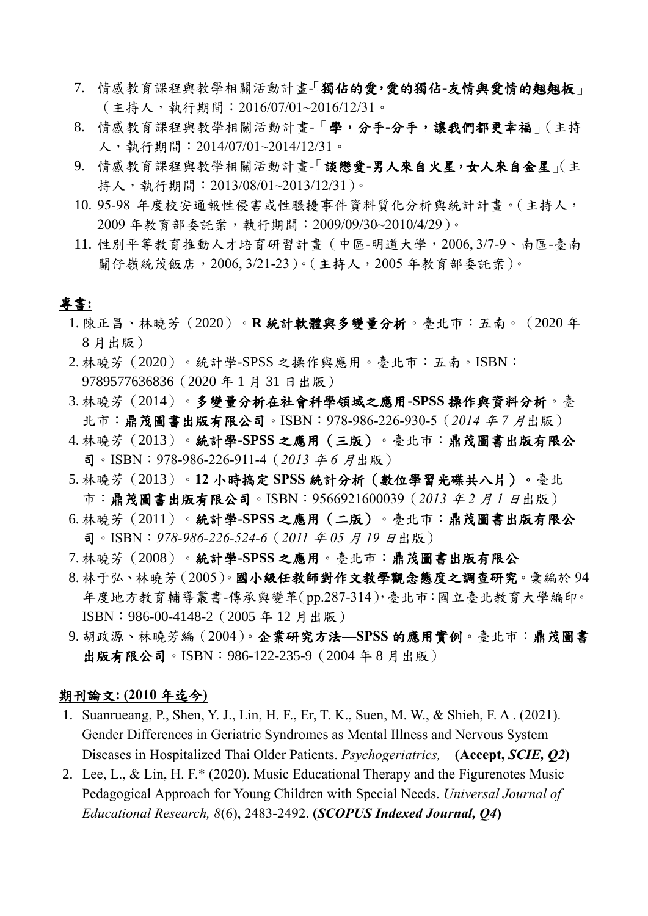7. 情感教育課程與教學相關活動計畫-「**獨佔的愛，愛的獨佔-友情與愛情的翹翹板**」（主持人，執行期間：2016/07/01~2016/12/31。
8. 情感教育課程與教學相關活動計畫-「**學，分手-分手，讓我們都更幸福**」（主持人，執行期間：2014/07/01~2014/12/31。
9. 情感教育課程與教學相關活動計畫-「**談戀愛-男人來自火星，女人來自金星**」（主持人，執行期間：2013/08/01~2013/12/31）。
10. 95-98 年度校安通報性侵害或性騷擾事件資料質化分析與統計計畫。（主持人，2009 年教育部委託案，執行期間：2009/09/30~2010/4/29）。
11. 性別平等教育推動人才培育研習計畫（中區-明道大學，2006, 3/7-9、南區-臺南關仔嶺統茂飯店，2006, 3/21-23）。（主持人，2005 年教育部委託案）。

**專書:**

1. 陳正昌、林曉芳（2020）。**R 統計軟體與多變量分析**。臺北市：五南。（2020 年 8 月出版）
2. 林曉芳（2020）。統計學-SPSS 之操作與應用。臺北市：五南。ISBN：9789577636836（2020 年 1 月 31 日出版）
3. 林曉芳（2014）。**多變量分析在社會科學領域之應用-SPSS 操作與資料分析**。臺北市：**鼎茂圖書出版有限公司**。ISBN：978-986-226-930-5（*2014 年 7 月*出版）
4. 林曉芳（2013）。**統計學-SPSS 之應用（三版）**。臺北市：**鼎茂圖書出版有限公司**。ISBN：978-986-226-911-4（*2013 年 6 月*出版）
5. 林曉芳（2013）。**12 小時搞定 SPSS 統計分析（數位學習光碟共八片）。**臺北市：**鼎茂圖書出版有限公司**。ISBN：9566921600039（*2013 年 2 月 1 日*出版）
6. 林曉芳（2011）。**統計學-SPSS 之應用（二版）**。臺北市：**鼎茂圖書出版有限公司**。ISBN：*978-986-226-524-6*（*2011 年 05 月 19 日*出版）
7. 林曉芳（2008）。**統計學-SPSS 之應用**。臺北市：**鼎茂圖書出版有限公**
8. 林于弘、林曉芳（2005）。**國小級任教師對作文教學觀念態度之調查研究**。彙編於 94 年度地方教育輔導叢書-傳承與變革（pp.287-314），臺北市：國立臺北教育大學編印。ISBN：986-00-4148-2（2005 年 12 月出版）
9. 胡政源、林曉芳編（2004）。**企業研究方法—SPSS 的應用實例**。臺北市：**鼎茂圖書出版有限公司**。ISBN：986-122-235-9（2004 年 8 月出版）

**期刊論文: (2010 年迄今)**

1. Suanrueang, P., Shen, Y. J., Lin, H. F., Er, T. K., Suen, M. W., & Shieh, F. A . (2021). Gender Differences in Geriatric Syndromes as Mental Illness and Nervous System Diseases in Hospitalized Thai Older Patients. *Psychogeriatrics,* **(Accept, *SCIE, Q2*)**
2. Lee, L., & Lin, H. F.* (2020). Music Educational Therapy and the Figurenotes Music Pedagogical Approach for Young Children with Special Needs. *Universal Journal of Educational Research, 8*(6), 2483-2492. **(*SCOPUS Indexed Journal, Q4*)**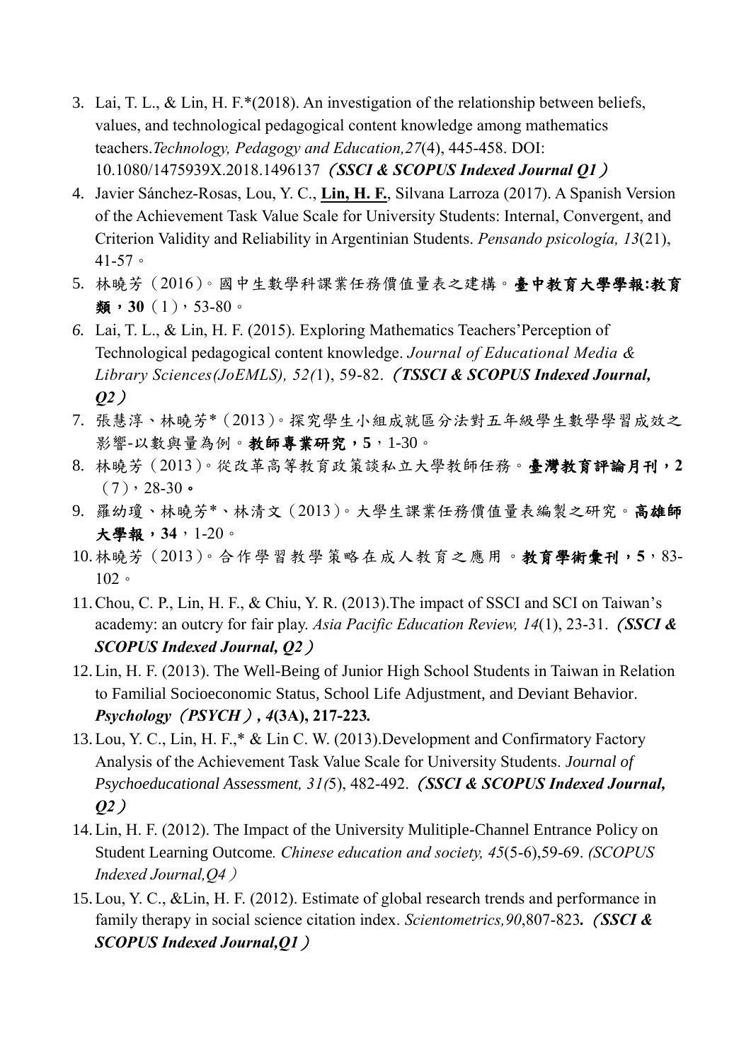3. Lai, T. L., & Lin, H. F.*(2018). An investigation of the relationship between beliefs, values, and technological pedagogical content knowledge among mathematics teachers.*Technology, Pedagogy and Education,27*(4), 445-458. DOI: 10.1080/1475939X.2018.1496137 ***（SSCI & SCOPUS Indexed Journal Q1）***

4. Javier Sánchez-Rosas, Lou, Y. C., **Lin, H. F.**, Silvana Larroza (2017). A Spanish Version of the Achievement Task Value Scale for University Students: Internal, Convergent, and Criterion Validity and Reliability in Argentinian Students. *Pensando psicología, 13*(21), 41-57。

5. 林曉芳（2016）。國中生數學科課業任務價值量表之建構。**臺中教育大學學報:教育類，30**（1），53-80。

6. Lai, T. L., & Lin, H. F. (2015). Exploring Mathematics Teachers'Perception of Technological pedagogical content knowledge. *Journal of Educational Media & Library Sciences(JoEMLS), 52(*1), 59-82. ***（TSSCI & SCOPUS Indexed Journal, Q2）***

7. 張慧淳、林曉芳*（2013）。探究學生小組成就區分法對五年級學生數學學習成效之影響-以數與量為例。**教師專業研究，5**，1-30。

8. 林曉芳（2013）。從改革高等教育政策談私立大學教師任務。**臺灣教育評論月刊，2**（7），28-30。

9. 羅幼瓊、林曉芳*、林清文（2013）。大學生課業任務價值量表編製之研究。**高雄師大學報，34**，1-20。

10. 林曉芳（2013）。合作學習教學策略在成人教育之應用。**教育學術彙刊，5**，83-102。

11. Chou, C. P., Lin, H. F., & Chiu, Y. R. (2013).The impact of SSCI and SCI on Taiwan's academy: an outcry for fair play. *Asia Pacific Education Review, 14*(1), 23-31. ***（SSCI & SCOPUS Indexed Journal, Q2）***

12. Lin, H. F. (2013). The Well-Being of Junior High School Students in Taiwan in Relation to Familial Socioeconomic Status, School Life Adjustment, and Deviant Behavior. ***Psychology*（*PSYCH*）*, 4*(3A), 217-223.**

13. Lou, Y. C., Lin, H. F.,* & Lin C. W. (2013).Development and Confirmatory Factory Analysis of the Achievement Task Value Scale for University Students. *Journal of Psychoeducational Assessment, 31(*5), 482-492. ***（SSCI & SCOPUS Indexed Journal, Q2）***

14. Lin, H. F. (2012). The Impact of the University Mulitiple-Channel Entrance Policy on Student Learning Outcome*. Chinese education and society, 45*(5-6),59-69. *(SCOPUS Indexed Journal,Q4）*

15. Lou, Y. C., &Lin, H. F. (2012). Estimate of global research trends and performance in family therapy in social science citation index. *Scientometrics,90*,807-823***.（SSCI & SCOPUS Indexed Journal,Q1）***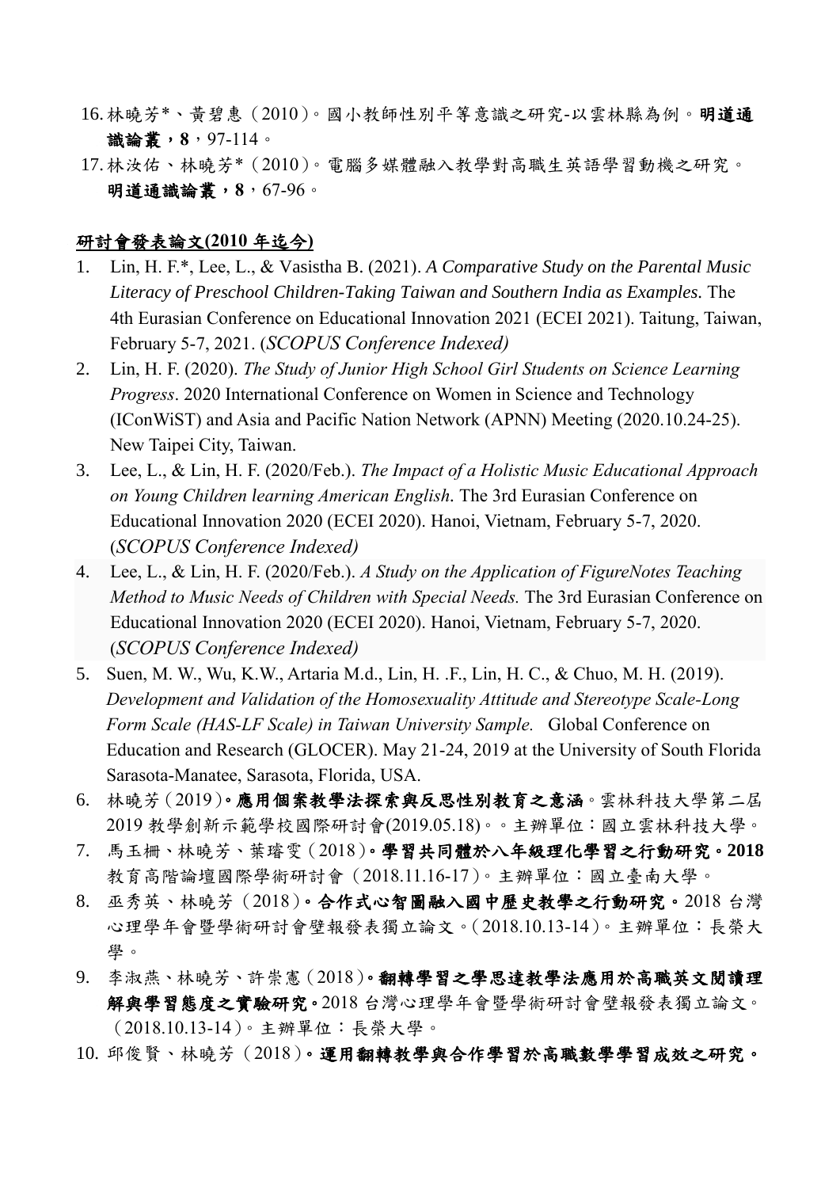16. 林曉芳*、黃碧惠（2010）。國小教師性別平等意識之研究-以雲林縣為例。**明道通識論叢，8**，97-114。
17. 林汝佑、林曉芳*（2010）。電腦多媒體融入教學對高職生英語學習動機之研究。**明道通識論叢，8**，67-96。

**研討會發表論文(2010 年迄今)**

1. Lin, H. F.*, Lee, L., & Vasistha B. (2021). *A Comparative Study on the Parental Music Literacy of Preschool Children-Taking Taiwan and Southern India as Examples.* The 4th Eurasian Conference on Educational Innovation 2021 (ECEI 2021). Taitung, Taiwan, February 5-7, 2021. (*SCOPUS Conference Indexed)*
2. Lin, H. F. (2020). *The Study of Junior High School Girl Students on Science Learning Progress*. 2020 International Conference on Women in Science and Technology (IConWiST) and Asia and Pacific Nation Network (APNN) Meeting (2020.10.24-25). New Taipei City, Taiwan.
3. Lee, L., & Lin, H. F. (2020/Feb.). *The Impact of a Holistic Music Educational Approach on Young Children learning American English*. The 3rd Eurasian Conference on Educational Innovation 2020 (ECEI 2020). Hanoi, Vietnam, February 5-7, 2020. (*SCOPUS Conference Indexed)*
4. Lee, L., & Lin, H. F. (2020/Feb.). *A Study on the Application of FigureNotes Teaching Method to Music Needs of Children with Special Needs.* The 3rd Eurasian Conference on Educational Innovation 2020 (ECEI 2020). Hanoi, Vietnam, February 5-7, 2020. (*SCOPUS Conference Indexed)*
5. Suen, M. W., Wu, K.W., Artaria M.d., Lin, H. .F., Lin, H. C., & Chuo, M. H. (2019). *Development and Validation of the Homosexuality Attitude and Stereotype Scale-Long Form Scale (HAS-LF Scale) in Taiwan University Sample.* Global Conference on Education and Research (GLOCER). May 21-24, 2019 at the University of South Florida Sarasota-Manatee, Sarasota, Florida, USA.
6. 林曉芳（2019）**。應用個案教學法探索與反思性別教育之意涵**。雲林科技大學第二屆 2019 教學創新示範學校國際研討會(2019.05.18)。。主辦單位：國立雲林科技大學。
7. 馬玉柵、林曉芳、葉璿雯（2018）**。學習共同體於八年級理化學習之行動研究。2018** 教育高階論壇國際學術研討會（2018.11.16-17）。主辦單位：國立臺南大學。
8. 巫秀英、林曉芳（2018）**。合作式心智圖融入國中歷史教學之行動研究。**2018 台灣心理學年會暨學術研討會壁報發表獨立論文。(2018.10.13-14)。主辦單位：長榮大學。
9. 李淑燕、林曉芳、許崇憲（2018）**。翻轉學習之學思達教學法應用於高職英文閱讀理解與學習態度之實驗研究。**2018 台灣心理學年會暨學術研討會壁報發表獨立論文。（2018.10.13-14）。主辦單位：長榮大學。
10. 邱俊賢、林曉芳（2018）**。運用翻轉教學與合作學習於高職數學學習成效之研究。**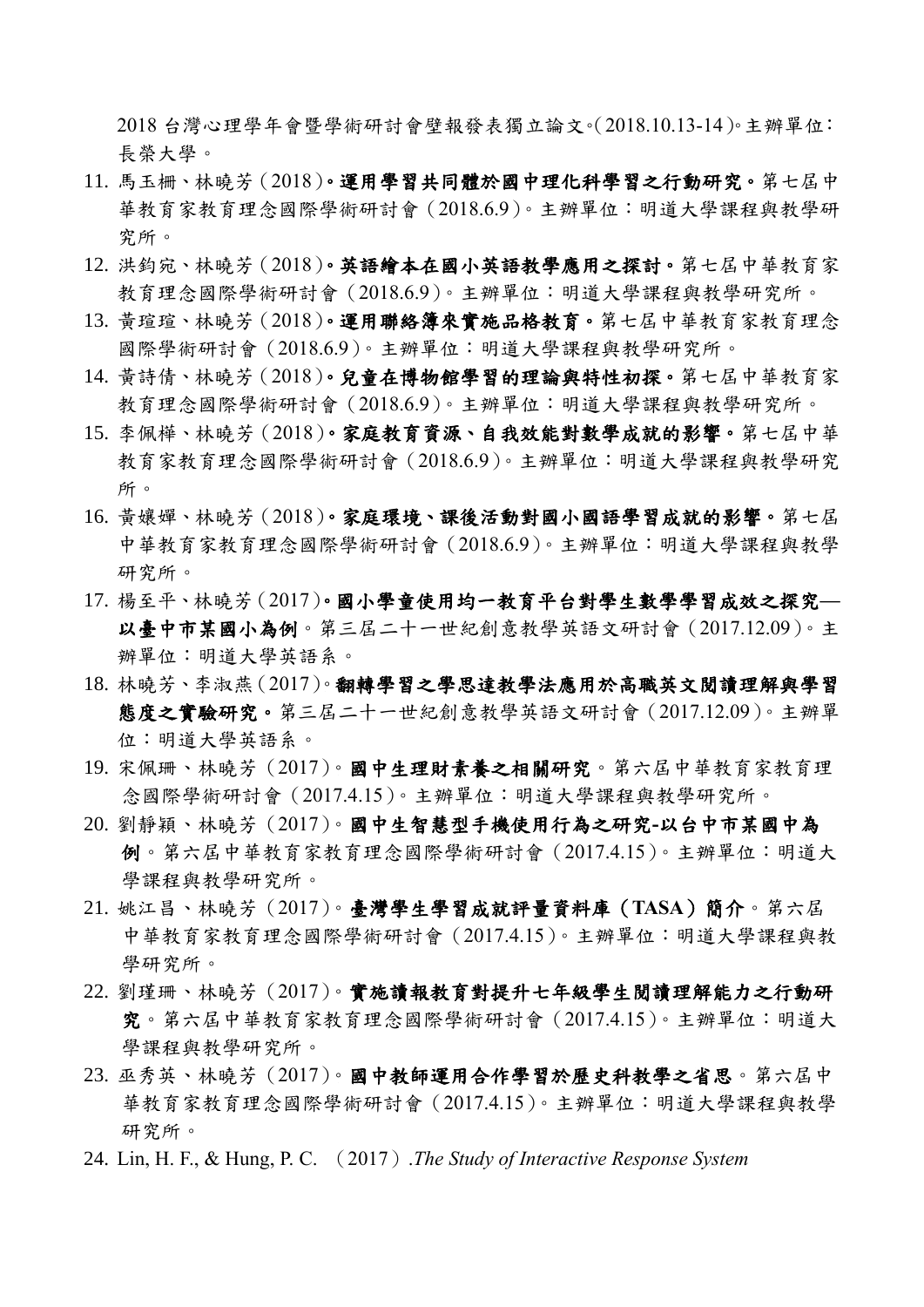2018 台灣心理學年會暨學術研討會壁報發表獨立論文。(2018.10.13-14)。主辦單位：長榮大學。

11. 馬玉柵、林曉芳（2018）。**運用學習共同體於國中理化科學習之行動研究。**第七屆中華教育家教育理念國際學術研討會（2018.6.9）。主辦單位：明道大學課程與教學研究所。
12. 洪鈞宛、林曉芳（2018）。**英語繪本在國小英語教學應用之探討。**第七屆中華教育家教育理念國際學術研討會（2018.6.9）。主辦單位：明道大學課程與教學研究所。
13. 黃瑄瑄、林曉芳（2018）。**運用聯絡簿來實施品格教育。**第七屆中華教育家教育理念國際學術研討會（2018.6.9）。主辦單位：明道大學課程與教學研究所。
14. 黃詩倩、林曉芳（2018）。**兒童在博物館學習的理論與特性初探。**第七屆中華教育家教育理念國際學術研討會（2018.6.9）。主辦單位：明道大學課程與教學研究所。
15. 李佩樺、林曉芳（2018）。**家庭教育資源、自我效能對數學成就的影響。**第七屆中華教育家教育理念國際學術研討會（2018.6.9）。主辦單位：明道大學課程與教學研究所。
16. 黃孃嬋、林曉芳（2018）。**家庭環境、課後活動對國小國語學習成就的影響。**第七屆中華教育家教育理念國際學術研討會（2018.6.9）。主辦單位：明道大學課程與教學研究所。
17. 楊至平、林曉芳（2017）。**國小學童使用均一教育平台對學生數學學習成效之探究—以臺中市某國小為例**。第三屆二十一世紀創意教學英語文研討會（2017.12.09）。主辦單位：明道大學英語系。
18. 林曉芳、李淑燕（2017）。**翻轉學習之學思達教學法應用於高職英文閱讀理解與學習態度之實驗研究。**第三屆二十一世紀創意教學英語文研討會（2017.12.09）。主辦單位：明道大學英語系。
19. 宋佩珊、林曉芳（2017）。**國中生理財素養之相關研究**。第六屆中華教育家教育理念國際學術研討會（2017.4.15）。主辦單位：明道大學課程與教學研究所。
20. 劉靜穎、林曉芳（2017）。**國中生智慧型手機使用行為之研究-以台中市某國中為例**。第六屆中華教育家教育理念國際學術研討會（2017.4.15）。主辦單位：明道大學課程與教學研究所。
21. 姚江昌、林曉芳（2017）。**臺灣學生學習成就評量資料庫（TASA）簡介**。第六屆中華教育家教育理念國際學術研討會（2017.4.15）。主辦單位：明道大學課程與教學研究所。
22. 劉瑾珊、林曉芳（2017）。**實施讀報教育對提升七年級學生閱讀理解能力之行動研究**。第六屆中華教育家教育理念國際學術研討會（2017.4.15）。主辦單位：明道大學課程與教學研究所。
23. 巫秀英、林曉芳（2017）。**國中教師運用合作學習於歷史科教學之省思**。第六屆中華教育家教育理念國際學術研討會（2017.4.15）。主辦單位：明道大學課程與教學研究所。
24. Lin, H. F., & Hung, P. C. （2017）.*The Study of Interactive Response System*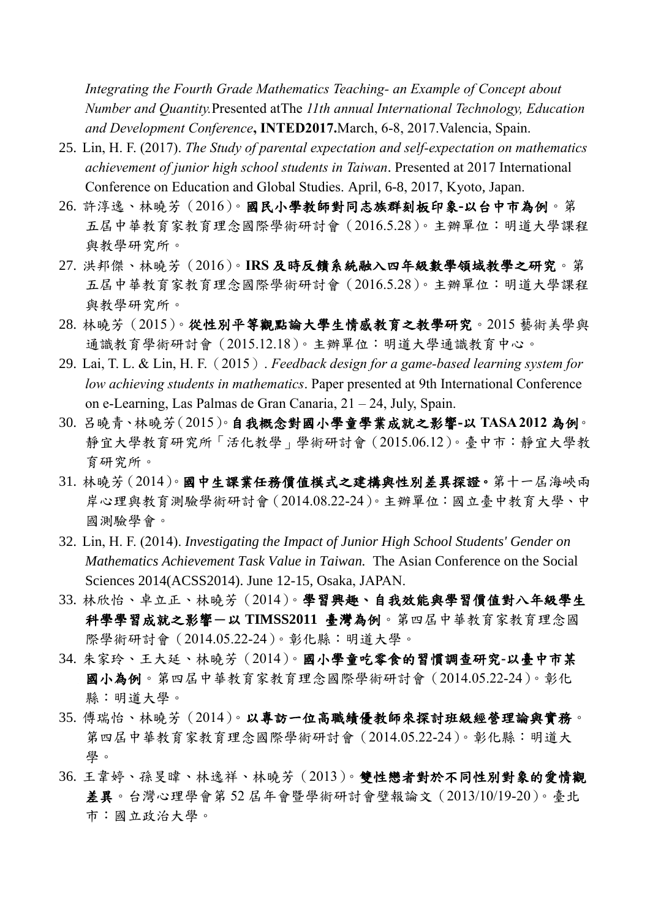*Integrating the Fourth Grade Mathematics Teaching- an Example of Concept about Number and Quantity.*Presented atThe *11th annual International Technology, Education and Development Conference***, INTED2017.**March, 6-8, 2017.Valencia, Spain.

25. Lin, H. F. (2017). *The Study of parental expectation and self-expectation on mathematics achievement of junior high school students in Taiwan*. Presented at 2017 International Conference on Education and Global Studies. April, 6-8, 2017, Kyoto, Japan.
26. 許淳逸、林曉芳（2016）。**國民小學教師對同志族群刻板印象-以台中市為例**。第五屆中華教育家教育理念國際學術研討會（2016.5.28）。主辦單位：明道大學課程與教學研究所。
27. 洪邦傑、林曉芳（2016）。**IRS 及時反饋系統融入四年級數學領域教學之研究**。第五屆中華教育家教育理念國際學術研討會（2016.5.28）。主辦單位：明道大學課程與教學研究所。
28. 林曉芳（2015）。**從性別平等觀點論大學生情感教育之教學研究**。2015 藝術美學與通識教育學術研討會（2015.12.18）。主辦單位：明道大學通識教育中心。
29. Lai, T. L. & Lin, H. F.（2015）. *Feedback design for a game-based learning system for low achieving students in mathematics*. Paper presented at 9th International Conference on e-Learning, Las Palmas de Gran Canaria, 21 – 24, July, Spain.
30. 呂曉青、林曉芳（2015）。**自我概念對國小學童學業成就之影響-以 TASA 2012 為例**。靜宜大學教育研究所「活化教學」學術研討會（2015.06.12）。臺中市：靜宜大學教育研究所。
31. 林曉芳（2014）。**國中生課業任務價值模式之建構與性別差異探證。**第十一屆海峽兩岸心理與教育測驗學術研討會（2014.08.22-24）。主辦單位：國立臺中教育大學、中國測驗學會。
32. Lin, H. F. (2014). *Investigating the Impact of Junior High School Students' Gender on Mathematics Achievement Task Value in Taiwan.* The Asian Conference on the Social Sciences 2014(ACSS2014). June 12-15, Osaka, JAPAN.
33. 林欣怡、卓立正、林曉芳（2014）。**學習興趣、自我效能與學習價值對八年級學生科學學習成就之影響－以 TIMSS2011 臺灣為例**。第四屆中華教育家教育理念國際學術研討會（2014.05.22-24）。彰化縣：明道大學。
34. 朱家玲、王大延、林曉芳（2014）。**國小學童吃零食的習慣調查研究-以臺中市某國小為例**。第四屆中華教育家教育理念國際學術研討會（2014.05.22-24）。彰化縣：明道大學。
35. 傅瑞怡、林曉芳（2014）。**以專訪一位高職績優教師來探討班級經營理論與實務**。第四屆中華教育家教育理念國際學術研討會（2014.05.22-24）。彰化縣：明道大學。
36. 王韋婷、孫旻暐、林逸祥、林曉芳（2013）。**雙性戀者對於不同性別對象的愛情觀差異**。台灣心理學會第 52 屆年會暨學術研討會壁報論文（2013/10/19-20）。臺北市：國立政治大學。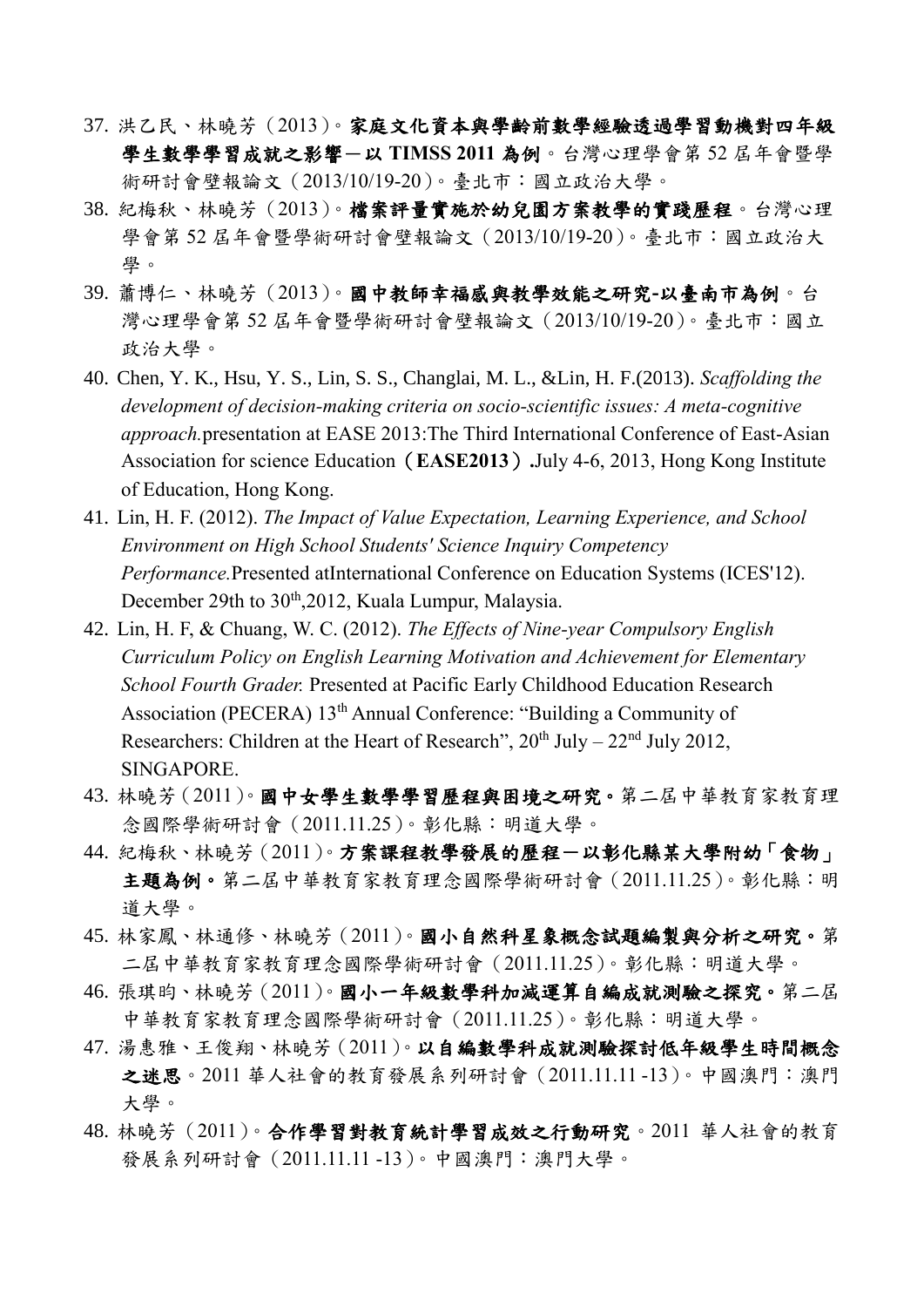37. 洪乙民、林曉芳（2013）。**家庭文化資本與學齡前數學經驗透過學習動機對四年級學生數學學習成就之影響－以 TIMSS 2011 為例**。台灣心理學會第 52 屆年會暨學術研討會壁報論文（2013/10/19-20）。臺北市：國立政治大學。
38. 紀梅秋、林曉芳（2013）。**檔案評量實施於幼兒園方案教學的實踐歷程**。台灣心理學會第 52 屆年會暨學術研討會壁報論文（2013/10/19-20）。臺北市：國立政治大學。
39. 蕭博仁、林曉芳（2013）。**國中教師幸福感與教學效能之研究-以臺南市為例**。台灣心理學會第 52 屆年會暨學術研討會壁報論文（2013/10/19-20）。臺北市：國立政治大學。
40. Chen, Y. K., Hsu, Y. S., Lin, S. S., Changlai, M. L., &Lin, H. F.(2013). *Scaffolding the development of decision-making criteria on socio-scientific issues: A meta-cognitive approach.*presentation at EASE 2013:The Third International Conference of East-Asian Association for science Education（**EASE2013**）**.**July 4-6, 2013, Hong Kong Institute of Education, Hong Kong.
41. Lin, H. F. (2012). *The Impact of Value Expectation, Learning Experience, and School Environment on High School Students' Science Inquiry Competency Performance.*Presented atInternational Conference on Education Systems (ICES'12). December 29th to 30th,2012, Kuala Lumpur, Malaysia.
42. Lin, H. F, & Chuang, W. C. (2012). *The Effects of Nine-year Compulsory English Curriculum Policy on English Learning Motivation and Achievement for Elementary School Fourth Grader.* Presented at Pacific Early Childhood Education Research Association (PECERA) 13th Annual Conference: "Building a Community of Researchers: Children at the Heart of Research", 20th July – 22nd July 2012, SINGAPORE.
43. 林曉芳（2011）。**國中女學生數學學習歷程與困境之研究。**第二屆中華教育家教育理念國際學術研討會（2011.11.25）。彰化縣：明道大學。
44. 紀梅秋、林曉芳（2011）。**方案課程教學發展的歷程－以彰化縣某大學附幼「食物」主題為例。**第二屆中華教育家教育理念國際學術研討會（2011.11.25）。彰化縣：明道大學。
45. 林家鳳、林通修、林曉芳（2011）。**國小自然科星象概念試題編製與分析之研究。**第二屆中華教育家教育理念國際學術研討會（2011.11.25）。彰化縣：明道大學。
46. 張琪昀、林曉芳（2011）。**國小一年級數學科加減運算自編成就測驗之探究。**第二屆中華教育家教育理念國際學術研討會（2011.11.25）。彰化縣：明道大學。
47. 湯惠雅、王俊翔、林曉芳（2011）。**以自編數學科成就測驗探討低年級學生時間概念之迷思**。2011 華人社會的教育發展系列研討會（2011.11.11 -13）。中國澳門：澳門大學。
48. 林曉芳（2011）。**合作學習對教育統計學習成效之行動研究**。2011 華人社會的教育發展系列研討會（2011.11.11 -13）。中國澳門：澳門大學。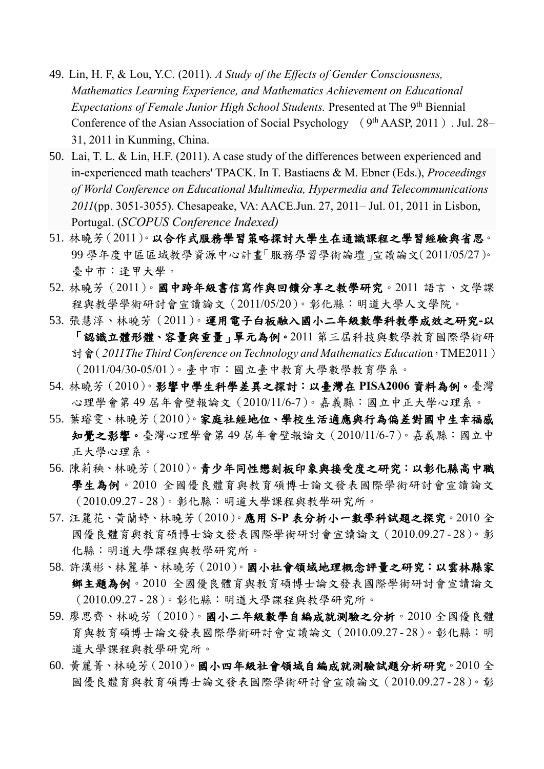49. Lin, H. F, & Lou, Y.C. (2011). *A Study of the Effects of Gender Consciousness, Mathematics Learning Experience, and Mathematics Achievement on Educational Expectations of Female Junior High School Students.* Presented at The 9th Biennial Conference of the Asian Association of Social Psychology （9th AASP, 2011）. Jul. 28–31, 2011 in Kunming, China.
50. Lai, T. L. & Lin, H.F. (2011). A case study of the differences between experienced and in-experienced math teachers' TPACK. In T. Bastiaens & M. Ebner (Eds.), *Proceedings of World Conference on Educational Multimedia, Hypermedia and Telecommunications 2011*(pp. 3051-3055). Chesapeake, VA: AACE.Jun. 27, 2011– Jul. 01, 2011 in Lisbon, Portugal. (*SCOPUS Conference Indexed)*
51. 林曉芳（2011）。**以合作式服務學習策略探討大學生在通識課程之學習經驗與省思**。99 學年度中區區域教學資源中心計畫「服務學習學術論壇」宣讀論文（2011/05/27）。臺中市：逢甲大學。
52. 林曉芳（2011）。**國中跨年級書信寫作與回饋分享之教學研究**。2011 語言、文學課程與教學學術研討會宣讀論文（2011/05/20）。彰化縣：明道大學人文學院。
53. 張慧淳、林曉芳（2011）。**運用電子白板融入國小二年級數學科教學成效之研究-以「認識立體形體、容量與重量」單元為例。**2011 第三屆科技與數學教育國際學術研討會（*2011The Third Conference on Technology and Mathematics Educatio*n，TME2011）（2011/04/30-05/01）。臺中市：國立臺中教育大學數學教育學系。
54. 林曉芳（2010）。**影響中學生科學差異之探討：以臺灣在 PISA2006 資料為例。**臺灣心理學會第 49 屆年會壁報論文（2010/11/6-7）。嘉義縣：國立中正大學心理系。
55. 葉璿雯、林曉芳（2010）。**家庭社經地位、學校生活適應與行為偏差對國中生幸福感知覺之影響。**臺灣心理學會第 49 屆年會壁報論文（2010/11/6-7）。嘉義縣：國立中正大學心理系。
56. 陳莉秧、林曉芳（2010）。**青少年同性戀刻板印象與接受度之研究：以彰化縣高中職學生為例**。2010 全國優良體育與教育碩博士論文發表國際學術研討會宣讀論文（2010.09.27 - 28）。彰化縣：明道大學課程與教學研究所。
57. 汪麗花、黃蘭婷、林曉芳（2010）。**應用 S-P 表分析小一數學科試題之探究**。2010 全國優良體育與教育碩博士論文發表國際學術研討會宣讀論文（2010.09.27 - 28）。彰化縣：明道大學課程與教學研究所。
58. 許漢彬、林麗華、林曉芳（2010）。**國小社會領域地理概念評量之研究：以雲林縣家鄉主題為例**。2010 全國優良體育與教育碩博士論文發表國際學術研討會宣讀論文（2010.09.27 - 28）。彰化縣：明道大學課程與教學研究所。
59. 廖思齊、林曉芳（2010）。**國小二年級數學自編成就測驗之分析**。2010 全國優良體育與教育碩博士論文發表國際學術研討會宣讀論文（2010.09.27 - 28）。彰化縣：明道大學課程與教學研究所。
60. 黃麗菁、林曉芳（2010）。**國小四年級社會領域自編成就測驗試題分析研究**。2010 全國優良體育與教育碩博士論文發表國際學術研討會宣讀論文（2010.09.27 - 28）。彰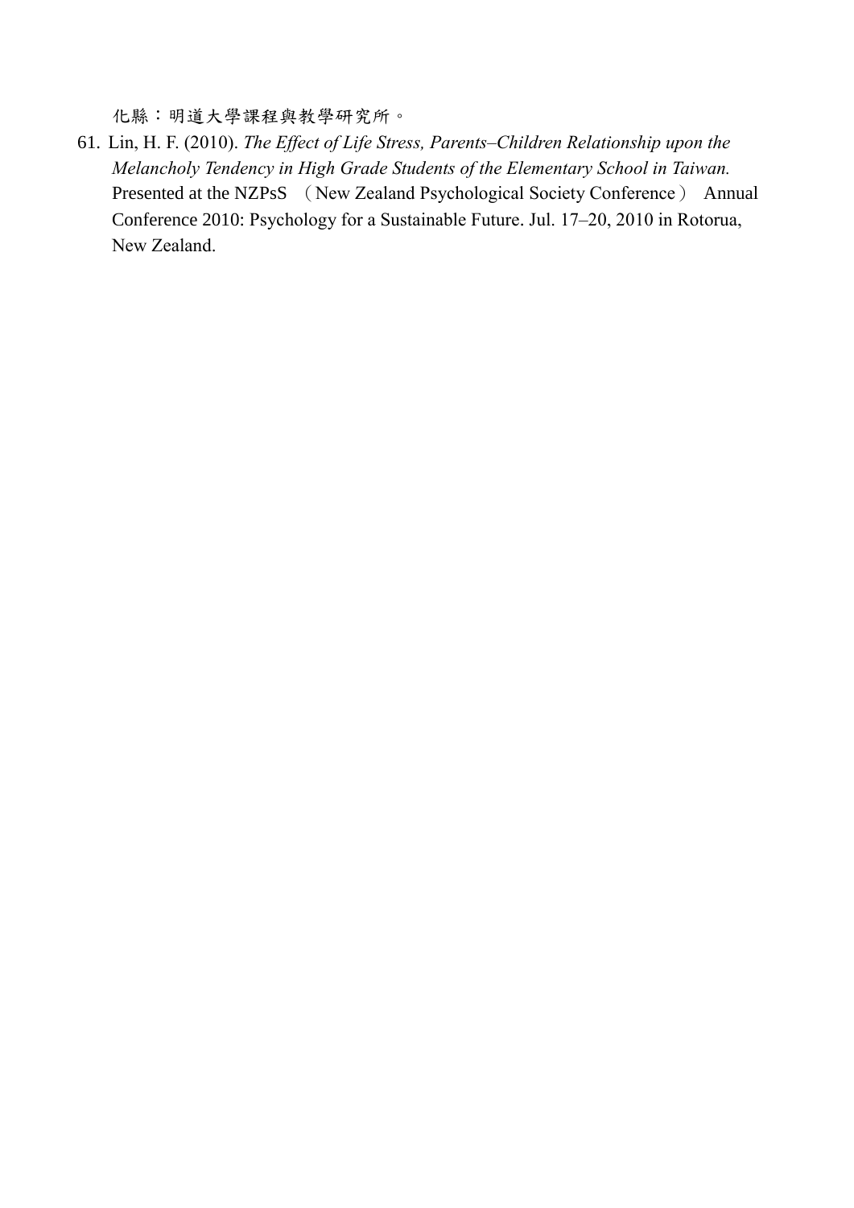化縣：明道大學課程與教學研究所。

61. Lin, H. F. (2010). *The Effect of Life Stress, Parents–Children Relationship upon the Melancholy Tendency in High Grade Students of the Elementary School in Taiwan.* Presented at the NZPsS （New Zealand Psychological Society Conference） Annual Conference 2010: Psychology for a Sustainable Future. Jul. 17–20, 2010 in Rotorua, New Zealand.